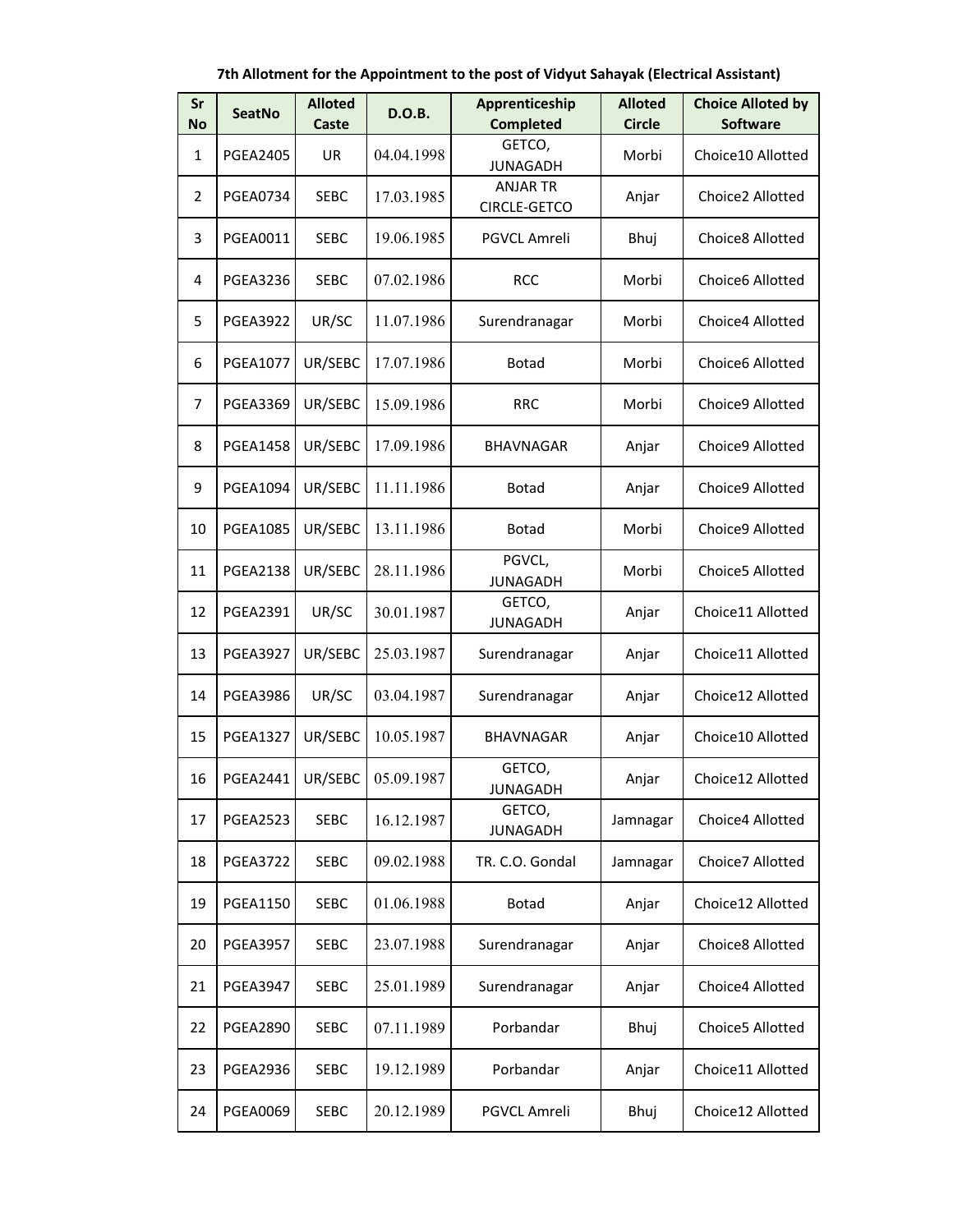**7th Allotment for the Appointment to the post of Vidyut Sahayak (Electrical Assistant)**

| Sr No | SeatNo | Alloted Caste | D.O.B. | Apprenticeship Completed | Alloted Circle | Choice Alloted by Software |
|---|---|---|---|---|---|---|
| 1 | PGEA2405 | UR | 04.04.1998 | GETCO, JUNAGADH | Morbi | Choice10 Allotted |
| 2 | PGEA0734 | SEBC | 17.03.1985 | ANJAR TR CIRCLE-GETCO | Anjar | Choice2 Allotted |
| 3 | PGEA0011 | SEBC | 19.06.1985 | PGVCL Amreli | Bhuj | Choice8 Allotted |
| 4 | PGEA3236 | SEBC | 07.02.1986 | RCC | Morbi | Choice6 Allotted |
| 5 | PGEA3922 | UR/SC | 11.07.1986 | Surendranagar | Morbi | Choice4 Allotted |
| 6 | PGEA1077 | UR/SEBC | 17.07.1986 | Botad | Morbi | Choice6 Allotted |
| 7 | PGEA3369 | UR/SEBC | 15.09.1986 | RRC | Morbi | Choice9 Allotted |
| 8 | PGEA1458 | UR/SEBC | 17.09.1986 | BHAVNAGAR | Anjar | Choice9 Allotted |
| 9 | PGEA1094 | UR/SEBC | 11.11.1986 | Botad | Anjar | Choice9 Allotted |
| 10 | PGEA1085 | UR/SEBC | 13.11.1986 | Botad | Morbi | Choice9 Allotted |
| 11 | PGEA2138 | UR/SEBC | 28.11.1986 | PGVCL, JUNAGADH | Morbi | Choice5 Allotted |
| 12 | PGEA2391 | UR/SC | 30.01.1987 | GETCO, JUNAGADH | Anjar | Choice11 Allotted |
| 13 | PGEA3927 | UR/SEBC | 25.03.1987 | Surendranagar | Anjar | Choice11 Allotted |
| 14 | PGEA3986 | UR/SC | 03.04.1987 | Surendranagar | Anjar | Choice12 Allotted |
| 15 | PGEA1327 | UR/SEBC | 10.05.1987 | BHAVNAGAR | Anjar | Choice10 Allotted |
| 16 | PGEA2441 | UR/SEBC | 05.09.1987 | GETCO, JUNAGADH | Anjar | Choice12 Allotted |
| 17 | PGEA2523 | SEBC | 16.12.1987 | GETCO, JUNAGADH | Jamnagar | Choice4 Allotted |
| 18 | PGEA3722 | SEBC | 09.02.1988 | TR. C.O. Gondal | Jamnagar | Choice7 Allotted |
| 19 | PGEA1150 | SEBC | 01.06.1988 | Botad | Anjar | Choice12 Allotted |
| 20 | PGEA3957 | SEBC | 23.07.1988 | Surendranagar | Anjar | Choice8 Allotted |
| 21 | PGEA3947 | SEBC | 25.01.1989 | Surendranagar | Anjar | Choice4 Allotted |
| 22 | PGEA2890 | SEBC | 07.11.1989 | Porbandar | Bhuj | Choice5 Allotted |
| 23 | PGEA2936 | SEBC | 19.12.1989 | Porbandar | Anjar | Choice11 Allotted |
| 24 | PGEA0069 | SEBC | 20.12.1989 | PGVCL Amreli | Bhuj | Choice12 Allotted |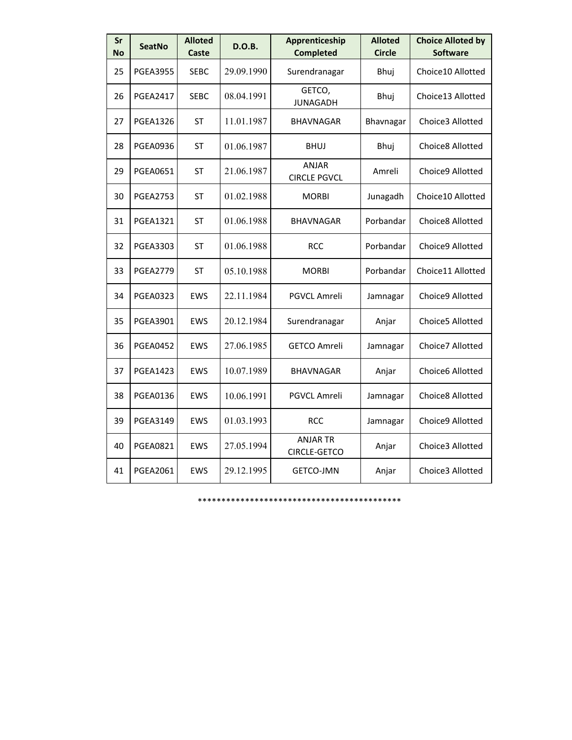| Sr No | SeatNo | Alloted Caste | D.O.B. | Apprenticeship Completed | Alloted Circle | Choice Alloted by Software |
|---|---|---|---|---|---|---|
| 25 | PGEA3955 | SEBC | 29.09.1990 | Surendranagar | Bhuj | Choice10 Allotted |
| 26 | PGEA2417 | SEBC | 08.04.1991 | GETCO, JUNAGADH | Bhuj | Choice13 Allotted |
| 27 | PGEA1326 | ST | 11.01.1987 | BHAVNAGAR | Bhavnagar | Choice3 Allotted |
| 28 | PGEA0936 | ST | 01.06.1987 | BHUJ | Bhuj | Choice8 Allotted |
| 29 | PGEA0651 | ST | 21.06.1987 | ANJAR CIRCLE PGVCL | Amreli | Choice9 Allotted |
| 30 | PGEA2753 | ST | 01.02.1988 | MORBI | Junagadh | Choice10 Allotted |
| 31 | PGEA1321 | ST | 01.06.1988 | BHAVNAGAR | Porbandar | Choice8 Allotted |
| 32 | PGEA3303 | ST | 01.06.1988 | RCC | Porbandar | Choice9 Allotted |
| 33 | PGEA2779 | ST | 05.10.1988 | MORBI | Porbandar | Choice11 Allotted |
| 34 | PGEA0323 | EWS | 22.11.1984 | PGVCL Amreli | Jamnagar | Choice9 Allotted |
| 35 | PGEA3901 | EWS | 20.12.1984 | Surendranagar | Anjar | Choice5 Allotted |
| 36 | PGEA0452 | EWS | 27.06.1985 | GETCO Amreli | Jamnagar | Choice7 Allotted |
| 37 | PGEA1423 | EWS | 10.07.1989 | BHAVNAGAR | Anjar | Choice6 Allotted |
| 38 | PGEA0136 | EWS | 10.06.1991 | PGVCL Amreli | Jamnagar | Choice8 Allotted |
| 39 | PGEA3149 | EWS | 01.03.1993 | RCC | Jamnagar | Choice9 Allotted |
| 40 | PGEA0821 | EWS | 27.05.1994 | ANJAR TR CIRCLE-GETCO | Anjar | Choice3 Allotted |
| 41 | PGEA2061 | EWS | 29.12.1995 | GETCO-JMN | Anjar | Choice3 Allotted |

*******************************************